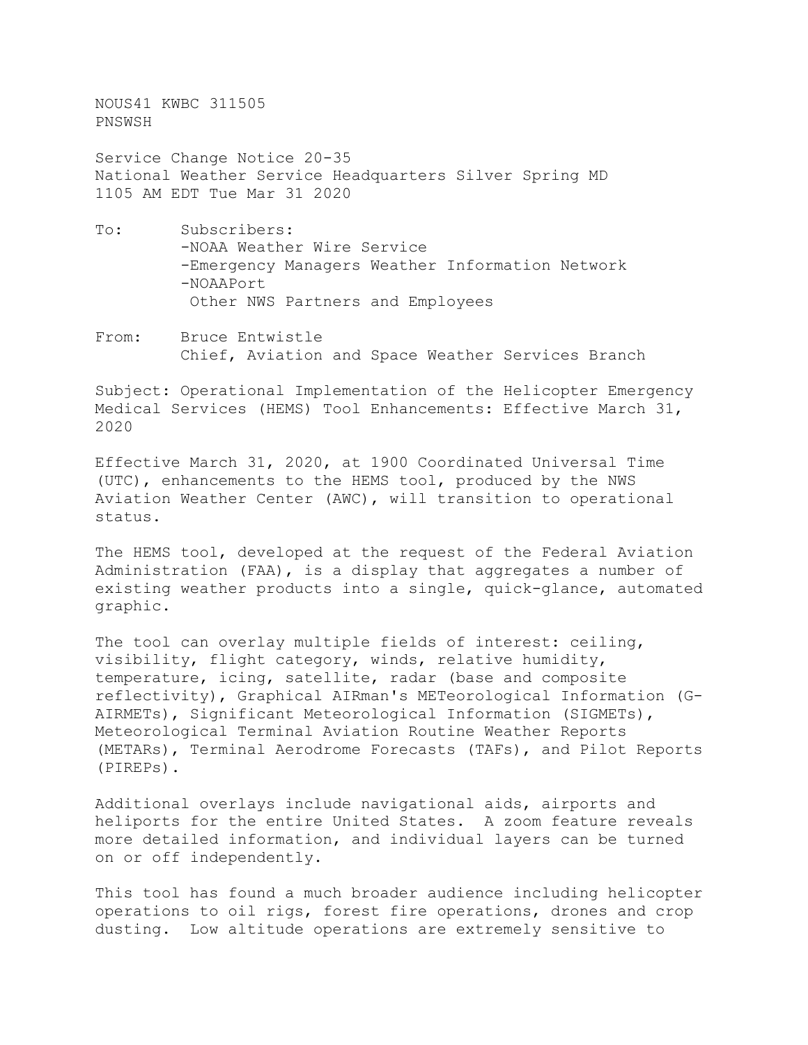NOUS41 KWBC 311505
PNSWSH

Service Change Notice 20-35
National Weather Service Headquarters Silver Spring MD
1105 AM EDT Tue Mar 31 2020

To: Subscribers:
- NOAA Weather Wire Service
- Emergency Managers Weather Information Network
- NOAAPort

Other NWS Partners and Employees

From: Bruce Entwistle
Chief, Aviation and Space Weather Services Branch

Subject: Operational Implementation of the Helicopter Emergency Medical Services (HEMS) Tool Enhancements: Effective March 31, 2020

Effective March 31, 2020, at 1900 Coordinated Universal Time (UTC), enhancements to the HEMS tool, produced by the NWS Aviation Weather Center (AWC), will transition to operational status.

The HEMS tool, developed at the request of the Federal Aviation Administration (FAA), is a display that aggregates a number of existing weather products into a single, quick-glance, automated graphic.

The tool can overlay multiple fields of interest: ceiling, visibility, flight category, winds, relative humidity, temperature, icing, satellite, radar (base and composite reflectivity), Graphical AIRman's METeorological Information (G-AIRMETs), Significant Meteorological Information (SIGMETs), Meteorological Terminal Aviation Routine Weather Reports (METARs), Terminal Aerodrome Forecasts (TAFs), and Pilot Reports (PIREPs).

Additional overlays include navigational aids, airports and heliports for the entire United States. A zoom feature reveals more detailed information, and individual layers can be turned on or off independently.

This tool has found a much broader audience including helicopter operations to oil rigs, forest fire operations, drones and crop dusting. Low altitude operations are extremely sensitive to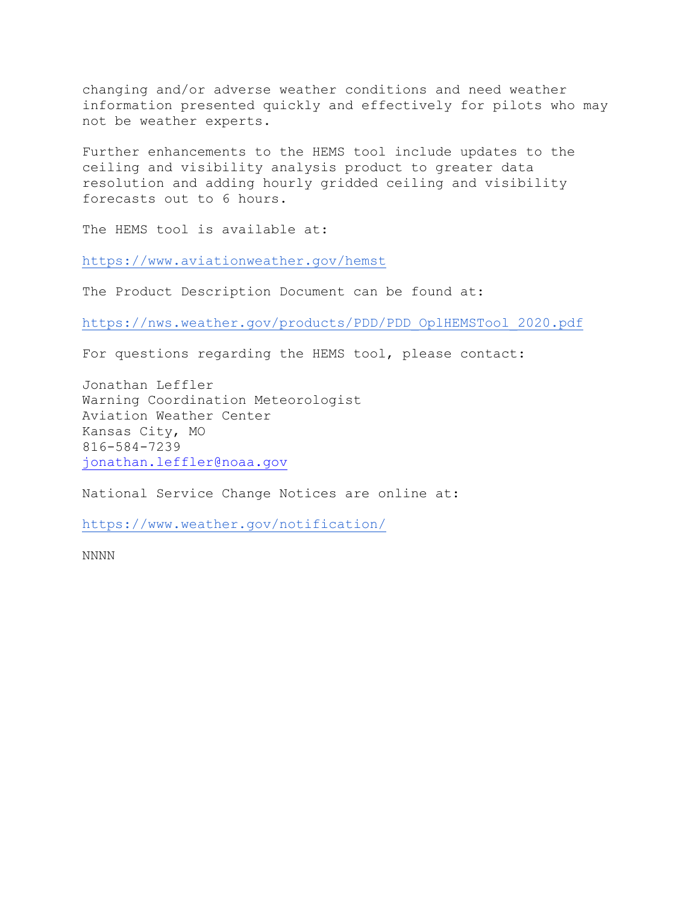changing and/or adverse weather conditions and need weather information presented quickly and effectively for pilots who may not be weather experts.

Further enhancements to the HEMS tool include updates to the ceiling and visibility analysis product to greater data resolution and adding hourly gridded ceiling and visibility forecasts out to 6 hours.

The HEMS tool is available at:

https://www.aviationweather.gov/hemst

The Product Description Document can be found at:

https://nws.weather.gov/products/PDD/PDD_OplHEMSTool_2020.pdf

For questions regarding the HEMS tool, please contact:

Jonathan Leffler
Warning Coordination Meteorologist
Aviation Weather Center
Kansas City, MO
816-584-7239
jonathan.leffler@noaa.gov

National Service Change Notices are online at:

https://www.weather.gov/notification/

NNNN